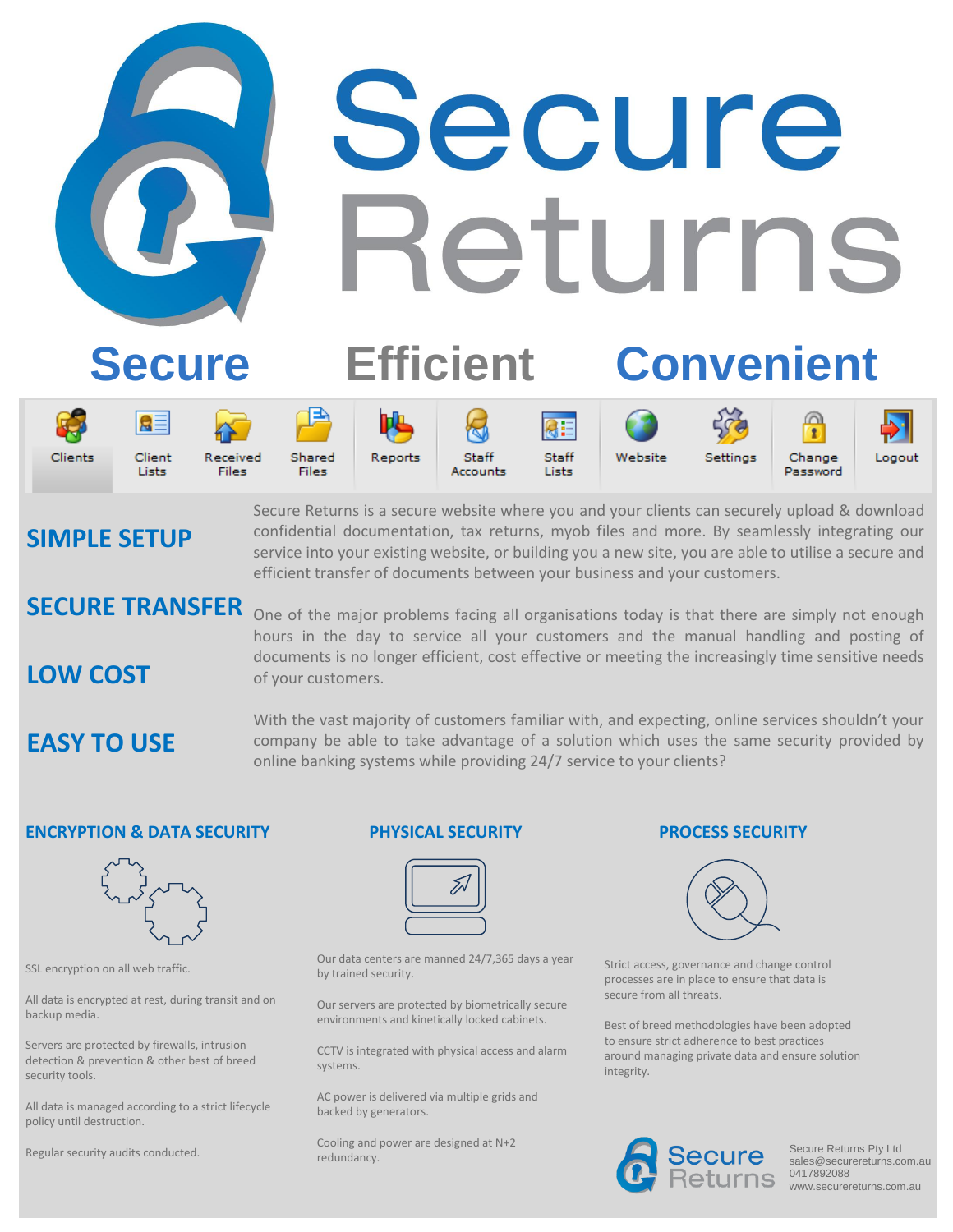# Secure Returns

## Secure Efficient Convenient

Clients | Client Lists | Received Files | Shared Files | Reports | Staff Accounts | Staff Lists | Website | Settings | Change Password | Logout

**SIMPLE SETUP**

**SECURE TRANSFER**

**LOW COST**

**EASY TO USE**

Secure Returns is a secure website where you and your clients can securely upload & download confidential documentation, tax returns, myob files and more. By seamlessly integrating our service into your existing website, or building you a new site, you are able to utilise a secure and efficient transfer of documents between your business and your customers.

One of the major problems facing all organisations today is that there are simply not enough hours in the day to service all your customers and the manual handling and posting of documents is no longer efficient, cost effective or meeting the increasingly time sensitive needs of your customers.

With the vast majority of customers familiar with, and expecting, online services shouldn't your company be able to take advantage of a solution which uses the same security provided by online banking systems while providing 24/7 service to your clients?

### ENCRYPTION & DATA SECURITY

SSL encryption on all web traffic.

All data is encrypted at rest, during transit and on backup media.

Servers are protected by firewalls, intrusion detection & prevention & other best of breed security tools.

All data is managed according to a strict lifecycle policy until destruction.

Regular security audits conducted.

### PHYSICAL SECURITY

Our data centers are manned 24/7,365 days a year by trained security.

Our servers are protected by biometrically secure environments and kinetically locked cabinets.

CCTV is integrated with physical access and alarm systems.

AC power is delivered via multiple grids and backed by generators.

Cooling and power are designed at N+2 redundancy.

### PROCESS SECURITY

Strict access, governance and change control processes are in place to ensure that data is secure from all threats.

Best of breed methodologies have been adopted to ensure strict adherence to best practices around managing private data and ensure solution integrity.

Secure Returns Pty Ltd
sales@securereturns.com.au
0417892088
www.securereturns.com.au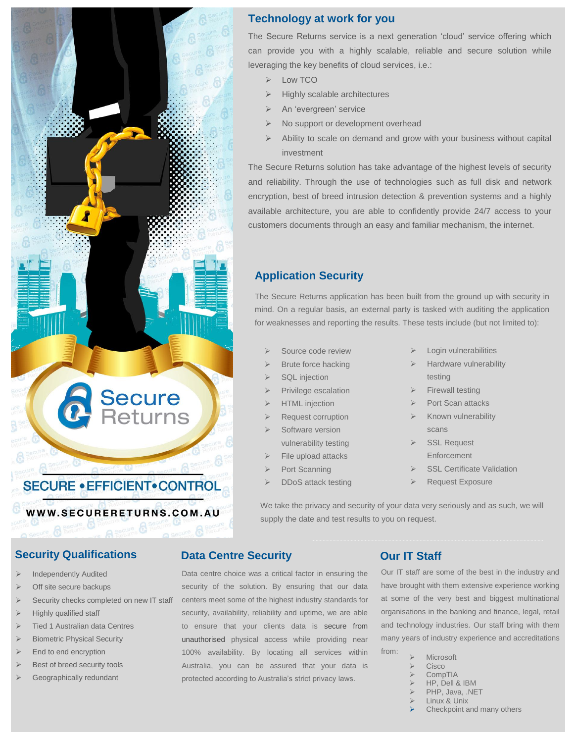Secure Returns

SECURE • EFFICIENT • CONTROL

WWW.SECURERETURNS.COM.AU

## Technology at work for you

The Secure Returns service is a next generation 'cloud' service offering which can provide you with a highly scalable, reliable and secure solution while leveraging the key benefits of cloud services, i.e.:

- Low TCO
- Highly scalable architectures
- An 'evergreen' service
- No support or development overhead
- Ability to scale on demand and grow with your business without capital investment

The Secure Returns solution has take advantage of the highest levels of security and reliability. Through the use of technologies such as full disk and network encryption, best of breed intrusion detection & prevention systems and a highly available architecture, you are able to confidently provide 24/7 access to your customers documents through an easy and familiar mechanism, the internet.

## Application Security

The Secure Returns application has been built from the ground up with security in mind. On a regular basis, an external party is tasked with auditing the application for weaknesses and reporting the results. These tests include (but not limited to):

- Source code review
- Brute force hacking
- SQL injection
- Privilege escalation
- HTML injection
- Request corruption
- Software version vulnerability testing
- File upload attacks
- Port Scanning
- DDoS attack testing
- Login vulnerabilities
- Hardware vulnerability testing
- Firewall testing
- Port Scan attacks
- Known vulnerability scans
- SSL Request Enforcement
- SSL Certificate Validation
- Request Exposure

We take the privacy and security of your data very seriously and as such, we will supply the date and test results to you on request.

## Security Qualifications

- Independently Audited
- Off site secure backups
- Security checks completed on new IT staff
- Highly qualified staff
- Tied 1 Australian data Centres
- Biometric Physical Security
- End to end encryption
- Best of breed security tools
- Geographically redundant

## Data Centre Security

Data centre choice was a critical factor in ensuring the security of the solution. By ensuring that our data centers meet some of the highest industry standards for security, availability, reliability and uptime, we are able to ensure that your clients data is secure from unauthorised physical access while providing near 100% availability. By locating all services within Australia, you can be assured that your data is protected according to Australia's strict privacy laws.

## Our IT Staff

Our IT staff are some of the best in the industry and have brought with them extensive experience working at some of the very best and biggest multinational organisations in the banking and finance, legal, retail and technology industries. Our staff bring with them many years of industry experience and accreditations from:

- Microsoft
- Cisco
- CompTIA
- HP, Dell & IBM
- PHP, Java, .NET
- Linux & Unix
- Checkpoint and many others